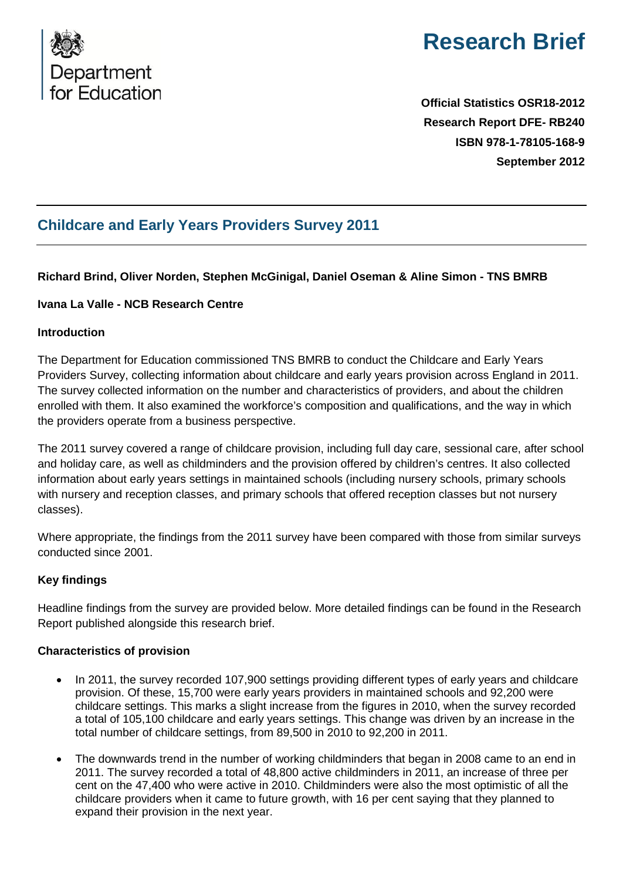Department for Education

# Research Brief

**Official Statistics OSR18-2012**
**Research Report DFE- RB240**
**ISBN 978-1-78105-168-9**
**September 2012**

## Childcare and Early Years Providers Survey 2011

**Richard Brind, Oliver Norden, Stephen McGinigal, Daniel Oseman & Aline Simon - TNS BMRB**

**Ivana La Valle - NCB Research Centre**

### Introduction

The Department for Education commissioned TNS BMRB to conduct the Childcare and Early Years Providers Survey, collecting information about childcare and early years provision across England in 2011. The survey collected information on the number and characteristics of providers, and about the children enrolled with them. It also examined the workforce's composition and qualifications, and the way in which the providers operate from a business perspective.

The 2011 survey covered a range of childcare provision, including full day care, sessional care, after school and holiday care, as well as childminders and the provision offered by children's centres. It also collected information about early years settings in maintained schools (including nursery schools, primary schools with nursery and reception classes, and primary schools that offered reception classes but not nursery classes).

Where appropriate, the findings from the 2011 survey have been compared with those from similar surveys conducted since 2001.

### Key findings

Headline findings from the survey are provided below. More detailed findings can be found in the Research Report published alongside this research brief.

### Characteristics of provision

- In 2011, the survey recorded 107,900 settings providing different types of early years and childcare provision. Of these, 15,700 were early years providers in maintained schools and 92,200 were childcare settings. This marks a slight increase from the figures in 2010, when the survey recorded a total of 105,100 childcare and early years settings. This change was driven by an increase in the total number of childcare settings, from 89,500 in 2010 to 92,200 in 2011.
- The downwards trend in the number of working childminders that began in 2008 came to an end in 2011. The survey recorded a total of 48,800 active childminders in 2011, an increase of three per cent on the 47,400 who were active in 2010. Childminders were also the most optimistic of all the childcare providers when it came to future growth, with 16 per cent saying that they planned to expand their provision in the next year.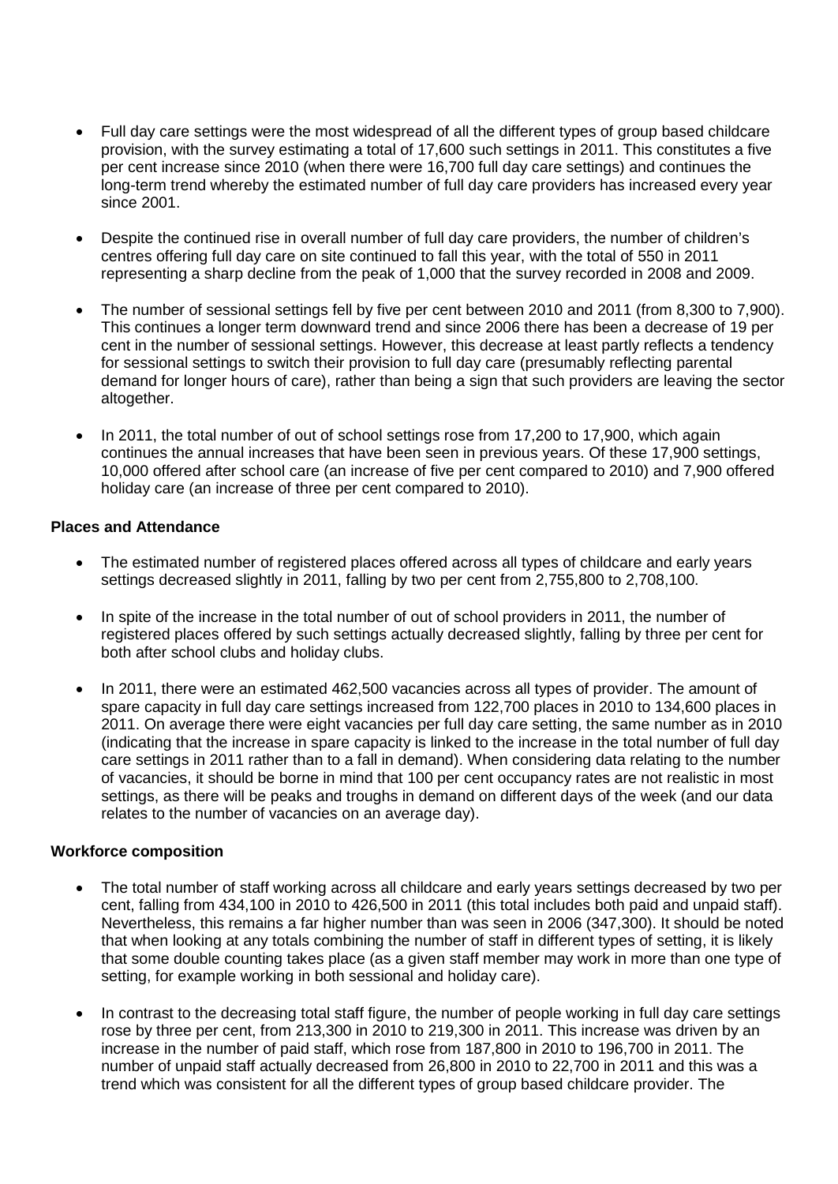- Full day care settings were the most widespread of all the different types of group based childcare provision, with the survey estimating a total of 17,600 such settings in 2011. This constitutes a five per cent increase since 2010 (when there were 16,700 full day care settings) and continues the long-term trend whereby the estimated number of full day care providers has increased every year since 2001.

- Despite the continued rise in overall number of full day care providers, the number of children's centres offering full day care on site continued to fall this year, with the total of 550 in 2011 representing a sharp decline from the peak of 1,000 that the survey recorded in 2008 and 2009.

- The number of sessional settings fell by five per cent between 2010 and 2011 (from 8,300 to 7,900). This continues a longer term downward trend and since 2006 there has been a decrease of 19 per cent in the number of sessional settings. However, this decrease at least partly reflects a tendency for sessional settings to switch their provision to full day care (presumably reflecting parental demand for longer hours of care), rather than being a sign that such providers are leaving the sector altogether.

- In 2011, the total number of out of school settings rose from 17,200 to 17,900, which again continues the annual increases that have been seen in previous years. Of these 17,900 settings, 10,000 offered after school care (an increase of five per cent compared to 2010) and 7,900 offered holiday care (an increase of three per cent compared to 2010).

**Places and Attendance**

- The estimated number of registered places offered across all types of childcare and early years settings decreased slightly in 2011, falling by two per cent from 2,755,800 to 2,708,100.

- In spite of the increase in the total number of out of school providers in 2011, the number of registered places offered by such settings actually decreased slightly, falling by three per cent for both after school clubs and holiday clubs.

- In 2011, there were an estimated 462,500 vacancies across all types of provider. The amount of spare capacity in full day care settings increased from 122,700 places in 2010 to 134,600 places in 2011. On average there were eight vacancies per full day care setting, the same number as in 2010 (indicating that the increase in spare capacity is linked to the increase in the total number of full day care settings in 2011 rather than to a fall in demand). When considering data relating to the number of vacancies, it should be borne in mind that 100 per cent occupancy rates are not realistic in most settings, as there will be peaks and troughs in demand on different days of the week (and our data relates to the number of vacancies on an average day).

**Workforce composition**

- The total number of staff working across all childcare and early years settings decreased by two per cent, falling from 434,100 in 2010 to 426,500 in 2011 (this total includes both paid and unpaid staff). Nevertheless, this remains a far higher number than was seen in 2006 (347,300). It should be noted that when looking at any totals combining the number of staff in different types of setting, it is likely that some double counting takes place (as a given staff member may work in more than one type of setting, for example working in both sessional and holiday care).

- In contrast to the decreasing total staff figure, the number of people working in full day care settings rose by three per cent, from 213,300 in 2010 to 219,300 in 2011. This increase was driven by an increase in the number of paid staff, which rose from 187,800 in 2010 to 196,700 in 2011. The number of unpaid staff actually decreased from 26,800 in 2010 to 22,700 in 2011 and this was a trend which was consistent for all the different types of group based childcare provider. The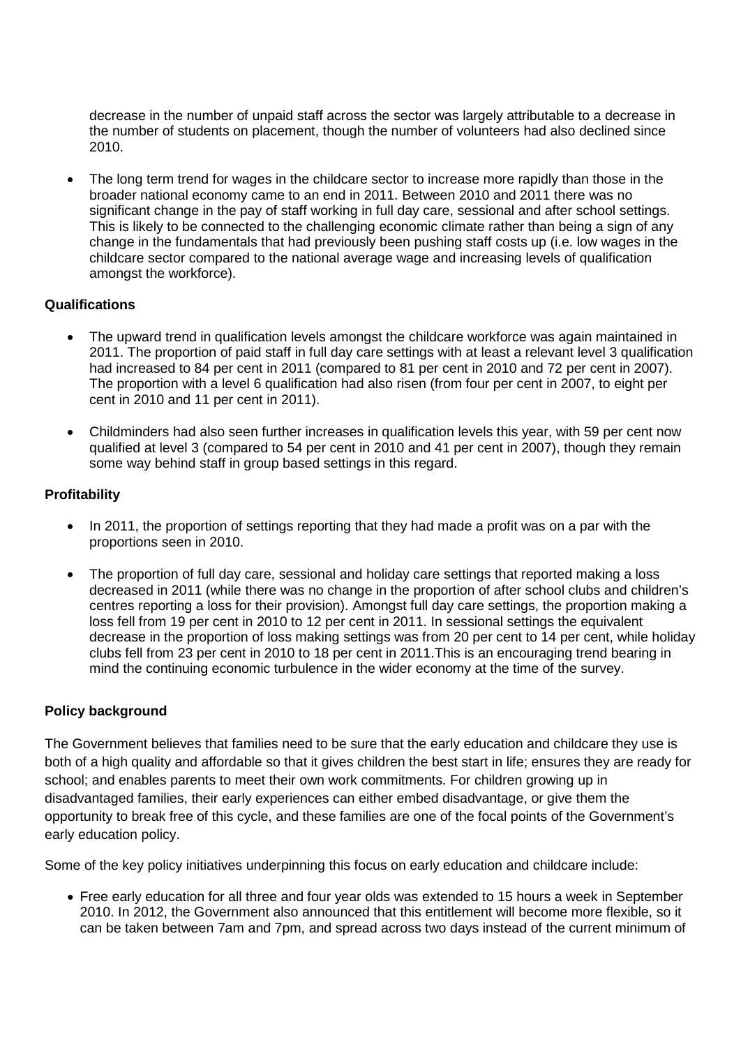decrease in the number of unpaid staff across the sector was largely attributable to a decrease in the number of students on placement, though the number of volunteers had also declined since 2010.

- The long term trend for wages in the childcare sector to increase more rapidly than those in the broader national economy came to an end in 2011. Between 2010 and 2011 there was no significant change in the pay of staff working in full day care, sessional and after school settings. This is likely to be connected to the challenging economic climate rather than being a sign of any change in the fundamentals that had previously been pushing staff costs up (i.e. low wages in the childcare sector compared to the national average wage and increasing levels of qualification amongst the workforce).

**Qualifications**

- The upward trend in qualification levels amongst the childcare workforce was again maintained in 2011. The proportion of paid staff in full day care settings with at least a relevant level 3 qualification had increased to 84 per cent in 2011 (compared to 81 per cent in 2010 and 72 per cent in 2007). The proportion with a level 6 qualification had also risen (from four per cent in 2007, to eight per cent in 2010 and 11 per cent in 2011).

- Childminders had also seen further increases in qualification levels this year, with 59 per cent now qualified at level 3 (compared to 54 per cent in 2010 and 41 per cent in 2007), though they remain some way behind staff in group based settings in this regard.

**Profitability**

- In 2011, the proportion of settings reporting that they had made a profit was on a par with the proportions seen in 2010.

- The proportion of full day care, sessional and holiday care settings that reported making a loss decreased in 2011 (while there was no change in the proportion of after school clubs and children's centres reporting a loss for their provision). Amongst full day care settings, the proportion making a loss fell from 19 per cent in 2010 to 12 per cent in 2011. In sessional settings the equivalent decrease in the proportion of loss making settings was from 20 per cent to 14 per cent, while holiday clubs fell from 23 per cent in 2010 to 18 per cent in 2011.This is an encouraging trend bearing in mind the continuing economic turbulence in the wider economy at the time of the survey.

**Policy background**

The Government believes that families need to be sure that the early education and childcare they use is both of a high quality and affordable so that it gives children the best start in life; ensures they are ready for school; and enables parents to meet their own work commitments. For children growing up in disadvantaged families, their early experiences can either embed disadvantage, or give them the opportunity to break free of this cycle, and these families are one of the focal points of the Government's early education policy.

Some of the key policy initiatives underpinning this focus on early education and childcare include:

- Free early education for all three and four year olds was extended to 15 hours a week in September 2010. In 2012, the Government also announced that this entitlement will become more flexible, so it can be taken between 7am and 7pm, and spread across two days instead of the current minimum of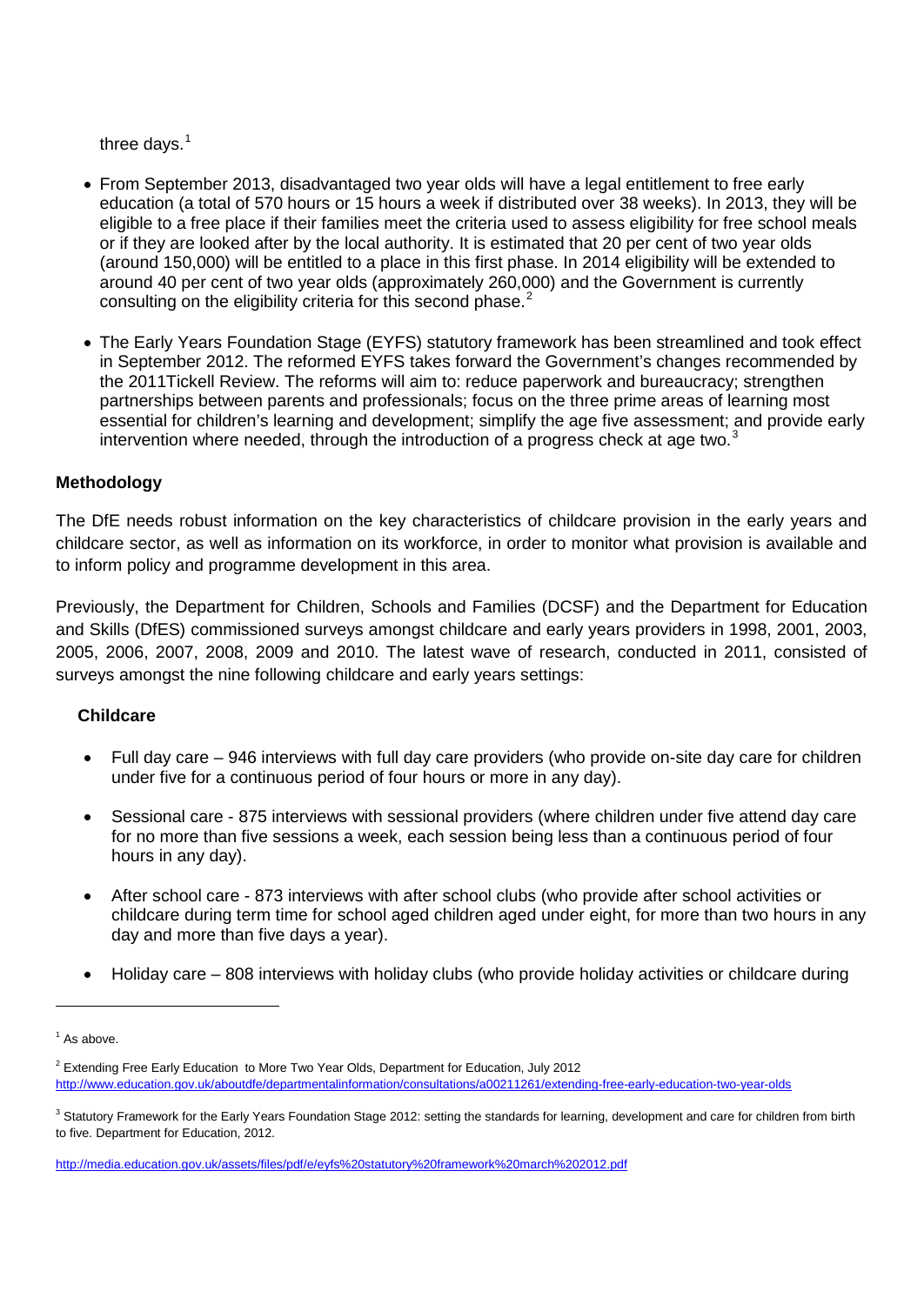three days.[1]

- From September 2013, disadvantaged two year olds will have a legal entitlement to free early education (a total of 570 hours or 15 hours a week if distributed over 38 weeks). In 2013, they will be eligible to a free place if their families meet the criteria used to assess eligibility for free school meals or if they are looked after by the local authority. It is estimated that 20 per cent of two year olds (around 150,000) will be entitled to a place in this first phase. In 2014 eligibility will be extended to around 40 per cent of two year olds (approximately 260,000) and the Government is currently consulting on the eligibility criteria for this second phase.[2]

- The Early Years Foundation Stage (EYFS) statutory framework has been streamlined and took effect in September 2012. The reformed EYFS takes forward the Government's changes recommended by the 2011Tickell Review. The reforms will aim to: reduce paperwork and bureaucracy; strengthen partnerships between parents and professionals; focus on the three prime areas of learning most essential for children's learning and development; simplify the age five assessment; and provide early intervention where needed, through the introduction of a progress check at age two.[3]

### Methodology

The DfE needs robust information on the key characteristics of childcare provision in the early years and childcare sector, as well as information on its workforce, in order to monitor what provision is available and to inform policy and programme development in this area.

Previously, the Department for Children, Schools and Families (DCSF) and the Department for Education and Skills (DfES) commissioned surveys amongst childcare and early years providers in 1998, 2001, 2003, 2005, 2006, 2007, 2008, 2009 and 2010. The latest wave of research, conducted in 2011, consisted of surveys amongst the nine following childcare and early years settings:

#### Childcare

- Full day care – 946 interviews with full day care providers (who provide on-site day care for children under five for a continuous period of four hours or more in any day).

- Sessional care - 875 interviews with sessional providers (where children under five attend day care for no more than five sessions a week, each session being less than a continuous period of four hours in any day).

- After school care - 873 interviews with after school clubs (who provide after school activities or childcare during term time for school aged children aged under eight, for more than two hours in any day and more than five days a year).

- Holiday care – 808 interviews with holiday clubs (who provide holiday activities or childcare during

---

[1] As above.

[2] Extending Free Early Education to More Two Year Olds, Department for Education, July 2012 http://www.education.gov.uk/aboutdfe/departmentalinformation/consultations/a00211261/extending-free-early-education-two-year-olds

[3] Statutory Framework for the Early Years Foundation Stage 2012: setting the standards for learning, development and care for children from birth to five. Department for Education, 2012.

http://media.education.gov.uk/assets/files/pdf/e/eyfs%20statutory%20framework%20march%202012.pdf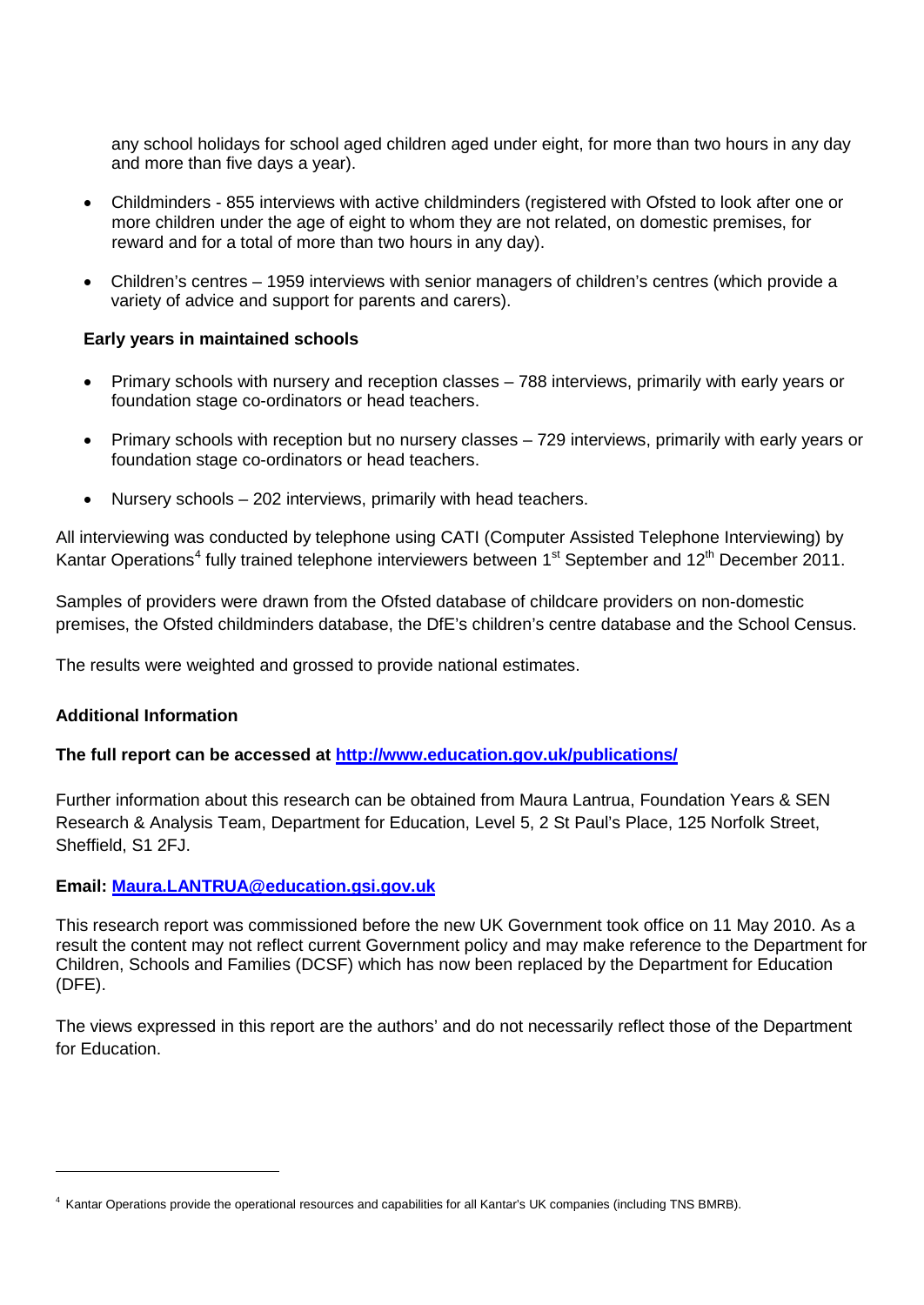any school holidays for school aged children aged under eight, for more than two hours in any day and more than five days a year).

- Childminders - 855 interviews with active childminders (registered with Ofsted to look after one or more children under the age of eight to whom they are not related, on domestic premises, for reward and for a total of more than two hours in any day).
- Children's centres – 1959 interviews with senior managers of children's centres (which provide a variety of advice and support for parents and carers).

**Early years in maintained schools**

- Primary schools with nursery and reception classes – 788 interviews, primarily with early years or foundation stage co-ordinators or head teachers.
- Primary schools with reception but no nursery classes – 729 interviews, primarily with early years or foundation stage co-ordinators or head teachers.
- Nursery schools – 202 interviews, primarily with head teachers.

All interviewing was conducted by telephone using CATI (Computer Assisted Telephone Interviewing) by Kantar Operations[4] fully trained telephone interviewers between 1st September and 12th December 2011.

Samples of providers were drawn from the Ofsted database of childcare providers on non-domestic premises, the Ofsted childminders database, the DfE's children's centre database and the School Census.

The results were weighted and grossed to provide national estimates.

**Additional Information**

**The full report can be accessed at http://www.education.gov.uk/publications/**

Further information about this research can be obtained from Maura Lantrua, Foundation Years & SEN Research & Analysis Team, Department for Education, Level 5, 2 St Paul's Place, 125 Norfolk Street, Sheffield, S1 2FJ.

**Email: Maura.LANTRUA@education.gsi.gov.uk**

This research report was commissioned before the new UK Government took office on 11 May 2010. As a result the content may not reflect current Government policy and may make reference to the Department for Children, Schools and Families (DCSF) which has now been replaced by the Department for Education (DFE).

The views expressed in this report are the authors' and do not necessarily reflect those of the Department for Education.

[4] Kantar Operations provide the operational resources and capabilities for all Kantar's UK companies (including TNS BMRB).